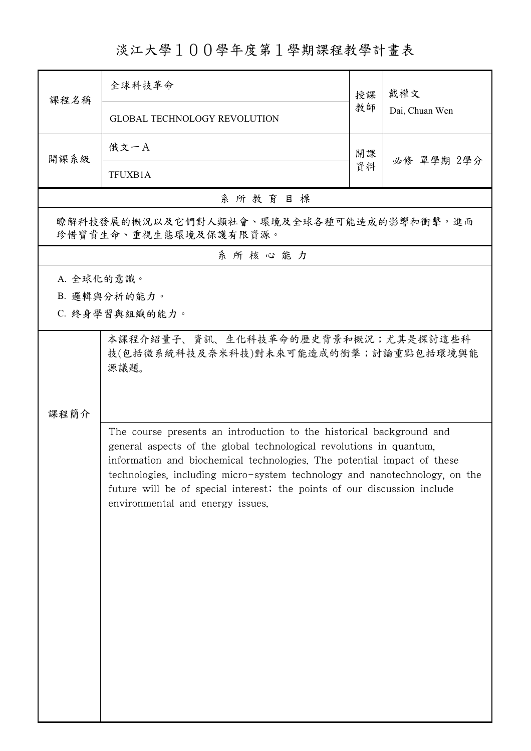# 淡江大學１００學年度第1學期課程教學計畫表

| 課程名稱 | 全球科技革命<br>GLOBAL TECHNOLOGY REVOLUTION | 授課教師 | 戴權文<br>Dai, Chuan Wen |
|---|---|---|---|
| 開課系級 | 俄文一A<br>TFUXB1A | 開課資料 | 必修 單學期 2學分 |

## 系 所 教 育 目 標

瞭解科技發展的概況以及它們對人類社會、環境及全球各種可能造成的影響和衝擊，進而珍惜寶貴生命、重視生態環境及保護有限資源。

## 系 所 核 心 能 力

A. 全球化的意識。

B. 邏輯與分析的能力。

C. 終身學習與組織的能力。

## 課程簡介

本課程介紹量子、 資訊、 生化科技革命的歷史背景和概況；尤其是探討這些科技(包括微系統科技及奈米科技)對未來可能造成的衝擊；討論重點包括環境與能源議題。

The course presents an introduction to the historical background and general aspects of the global technological revolutions in quantum, information and biochemical technologies. The potential impact of these technologies, including micro-system technology and nanotechnology, on the future will be of special interest; the points of our discussion include environmental and energy issues.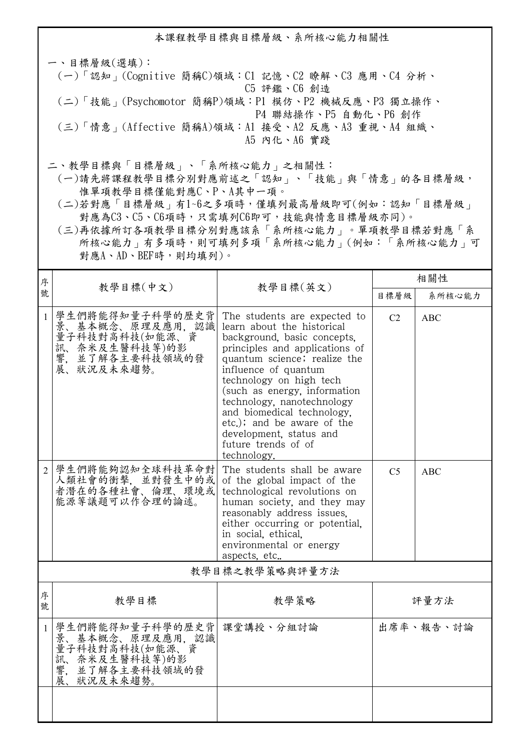## 本課程教學目標與目標層級、系所核心能力相關性

一、目標層級(選填)：

(一)「認知」(Cognitive 簡稱C)領域：C1 記憶、C2 瞭解、C3 應用、C4 分析、C5 評鑑、C6 創造

(二)「技能」(Psychomotor 簡稱P)領域：P1 模仿、P2 機械反應、P3 獨立操作、P4 聯結操作、P5 自動化、P6 創作

(三)「情意」(Affective 簡稱A)領域：A1 接受、A2 反應、A3 重視、A4 組織、A5 內化、A6 實踐

二、教學目標與「目標層級」、「系所核心能力」之相關性：

(一)請先將課程教學目標分別對應前述之「認知」、「技能」與「情意」的各目標層級，惟單項教學目標僅能對應C、P、A其中一項。

(二)若對應「目標層級」有1~6之多項時，僅填列最高層級即可(例如：認知「目標層級」對應為C3、C5、C6項時，只需填列C6即可，技能與情意目標層級亦同)。

(三)再依據所訂各項教學目標分別對應該系「系所核心能力」。單項教學目標若對應「系所核心能力」有多項時，則可填列多項「系所核心能力」(例如：「系所核心能力」可對應A、AD、BEF時，則均填列)。

| 序號 | 教學目標(中文) | 教學目標(英文) | 相關性 | |
|---|---|---|---|---|
| | | | 目標層級 | 系所核心能力 |
| 1 | 學生們將能得知量子科學的歷史背景、基本概念、原理及應用，認識量子科技對高科技(如能源、資訊、奈米及生醫科技等)的影響，並了解各主要科技領域的發展、狀況及未來趨勢。 | The students are expected to learn about the historical background, basic concepts, principles and applications of quantum science; realize the influence of quantum technology on high tech (such as energy, information technology, nanotechnology and biomedical technology, etc.); and be aware of the development, status and future trends of of technology. | C2 | ABC |
| 2 | 學生們將能夠認知全球科技革命對人類社會的衝擊，並對發生中的或者潛在的各種社會、倫理、環境或能源等議題可以作合理的論述。 | The students shall be aware of the global impact of the technological revolutions on human society, and they may reasonably address issues, either occurring or potential, in social, ethical, environmental or energy aspects, etc.. | C5 | ABC |

## 教學目標之教學策略與評量方法

| 序號 | 教學目標 | 教學策略 | 評量方法 |
|---|---|---|---|
| 1 | 學生們將能得知量子科學的歷史背景、基本概念、原理及應用，認識量子科技對高科技(如能源、資訊、奈米及生醫科技等)的影響，並了解各主要科技領域的發展、狀況及未來趨勢。 | 課堂講授、分組討論 | 出席率、報告、討論 |
| | | | |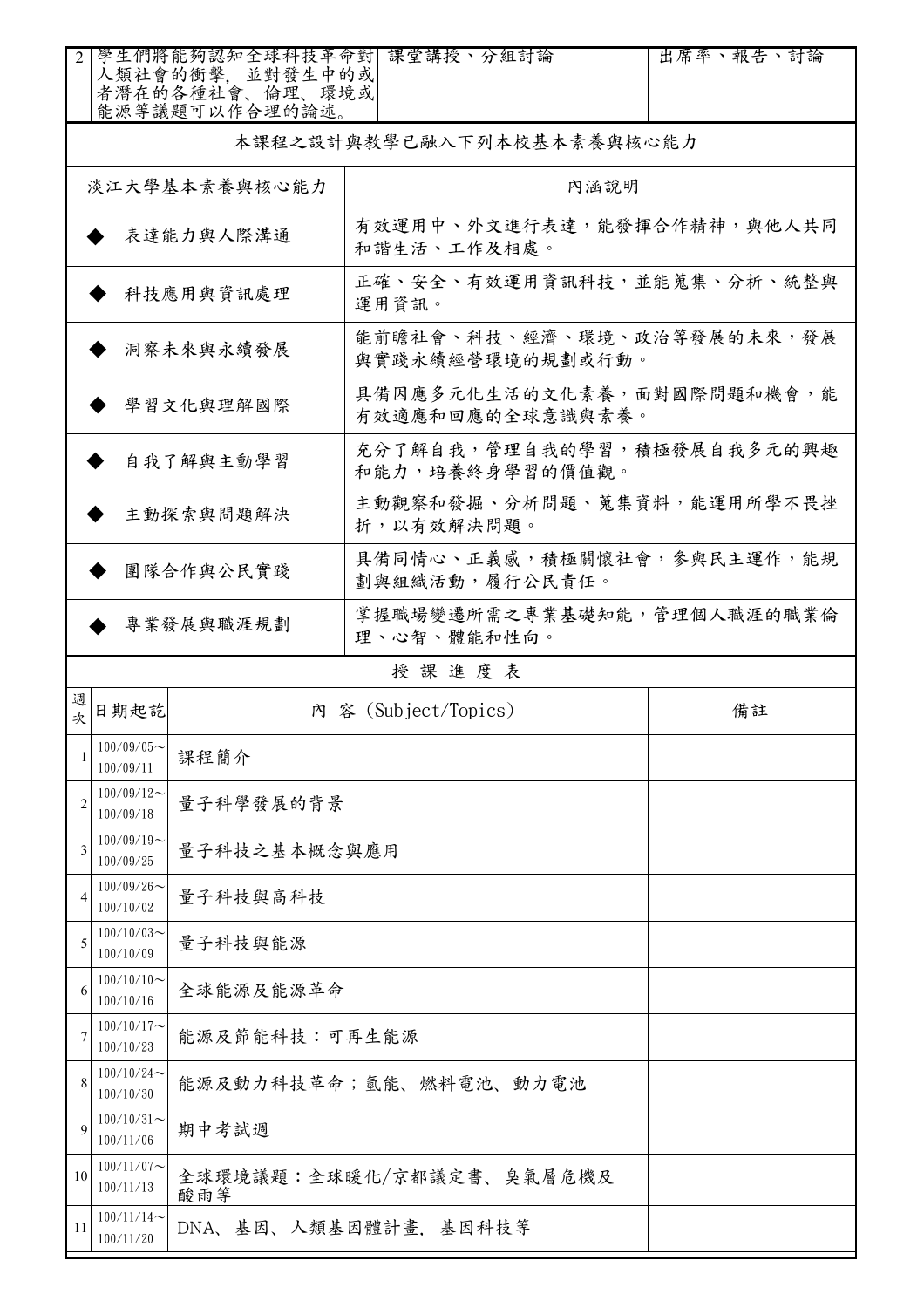| 2 | 學生們將能夠認知全球科技革命對人類社會的衝擊，並對發生中的或者潛在的各種社會、倫理、環境或能源等議題可以作合理的論述。 | 課堂講授、分組討論 | 出席率、報告、討論 |
|---|---|---|---|

本課程之設計與教學已融入下列本校基本素養與核心能力

| 淡江大學基本素養與核心能力 | 內涵說明 |
|---|---|
| ◆ 表達能力與人際溝通 | 有效運用中、外文進行表達，能發揮合作精神，與他人共同和諧生活、工作及相處。 |
| ◆ 科技應用與資訊處理 | 正確、安全、有效運用資訊科技，並能蒐集、分析、統整與運用資訊。 |
| ◆ 洞察未來與永續發展 | 能前瞻社會、科技、經濟、環境、政治等發展的未來，發展與實踐永續經營環境的規劃或行動。 |
| ◆ 學習文化與理解國際 | 具備因應多元化生活的文化素養，面對國際問題和機會，能有效適應和回應的全球意識與素養。 |
| ◆ 自我了解與主動學習 | 充分了解自我，管理自我的學習，積極發展自我多元的興趣和能力，培養終身學習的價值觀。 |
| ◆ 主動探索與問題解決 | 主動觀察和發掘、分析問題、蒐集資料，能運用所學不畏挫折，以有效解決問題。 |
| ◆ 團隊合作與公民實踐 | 具備同情心、正義感，積極關懷社會，參與民主運作，能規劃與組織活動，履行公民責任。 |
| ◆ 專業發展與職涯規劃 | 掌握職場變遷所需之專業基礎知能，管理個人職涯的職業倫理、心智、體能和性向。 |

授 課 進 度 表

| 週次 | 日期起訖 | 內 容 (Subject/Topics) | 備註 |
|---|---|---|---|
| 1 | 100/09/05～100/09/11 | 課程簡介 | |
| 2 | 100/09/12～100/09/18 | 量子科學發展的背景 | |
| 3 | 100/09/19～100/09/25 | 量子科技之基本概念與應用 | |
| 4 | 100/09/26～100/10/02 | 量子科技與高科技 | |
| 5 | 100/10/03～100/10/09 | 量子科技與能源 | |
| 6 | 100/10/10～100/10/16 | 全球能源及能源革命 | |
| 7 | 100/10/17～100/10/23 | 能源及節能科技：可再生能源 | |
| 8 | 100/10/24～100/10/30 | 能源及動力科技革命；氫能、燃料電池、動力電池 | |
| 9 | 100/10/31～100/11/06 | 期中考試週 | |
| 10 | 100/11/07～100/11/13 | 全球環境議題：全球暖化/京都議定書、臭氧層危機及酸雨等 | |
| 11 | 100/11/14～100/11/20 | DNA、基因、人類基因體計畫，基因科技等 | |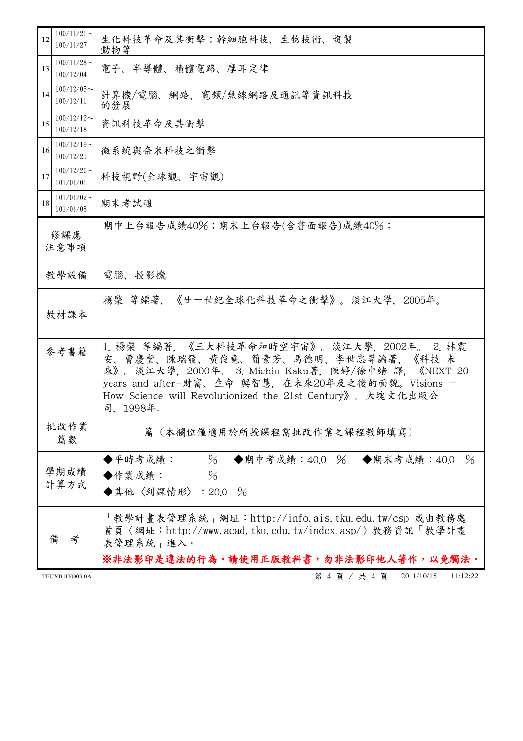| | | | |
|---|---|---|---|
| 12 | 100/11/21～<br>100/11/27 | 生化科技革命及其衝擊；幹細胞科技、生物技術、複製動物等 | |
| 13 | 100/11/28～<br>100/12/04 | 電子、半導體、積體電路、摩耳定律 | |
| 14 | 100/12/05～<br>100/12/11 | 計算機/電腦、網路、寬頻/無線網路及通訊等資訊科技的發展 | |
| 15 | 100/12/12～<br>100/12/18 | 資訊科技革命及其衝擊 | |
| 16 | 100/12/19～<br>100/12/25 | 微系統與奈米科技之衝擊 | |
| 17 | 100/12/26～<br>101/01/01 | 科技視野(全球觀、宇宙觀) | |
| 18 | 101/01/02～<br>101/01/08 | 期末考試週 | |

| | |
|---|---|
| 修課應注意事項 | 期中上台報告成績40%；期末上台報告(含書面報告)成績40%； |
| 教學設備 | 電腦、投影機 |
| 教材課本 | 楊棨 等編著，《廿一世紀全球化科技革命之衝擊》。淡江大學，2005年。 |
| 參考書籍 | 1. 楊棨 等編著，《三大科技革命和時空宇宙》。淡江大學，2002年。 2. 林震安、曹慶堂、陳瑞發、黃俊堯、簡素芳、馬德明、李世忠等論著，《科技 未來》。淡江大學，2000年。 3. Michio Kaku著，陳婷/徐中緒 譯，《NEXT 20 years and after-財富、生命 與智慧，在未來20年及之後的面貌。Visions – How Science will Revolutionized the 21st Century》。大塊文化出版公司，1998年。 |
| 批改作業篇數 | 篇（本欄位僅適用於所授課程需批改作業之課程教師填寫） |
| 學期成績計算方式 | ◆平時考成績： %　◆期中考成績：40.0 %　◆期末考成績：40.0 %<br>◆作業成績： %<br>◆其他〈到課情形〉：20.0 % |
| 備　考 | 「教學計畫表管理系統」網址：http://info.ais.tku.edu.tw/csp 或由教務處首頁〈網址：http://www.acad.tku.edu.tw/index.asp/〉教務資訊「教學計畫表管理系統」進入。<br>**※非法影印是違法的行為。請使用正版教科書，勿非法影印他人著作，以免觸法。** |